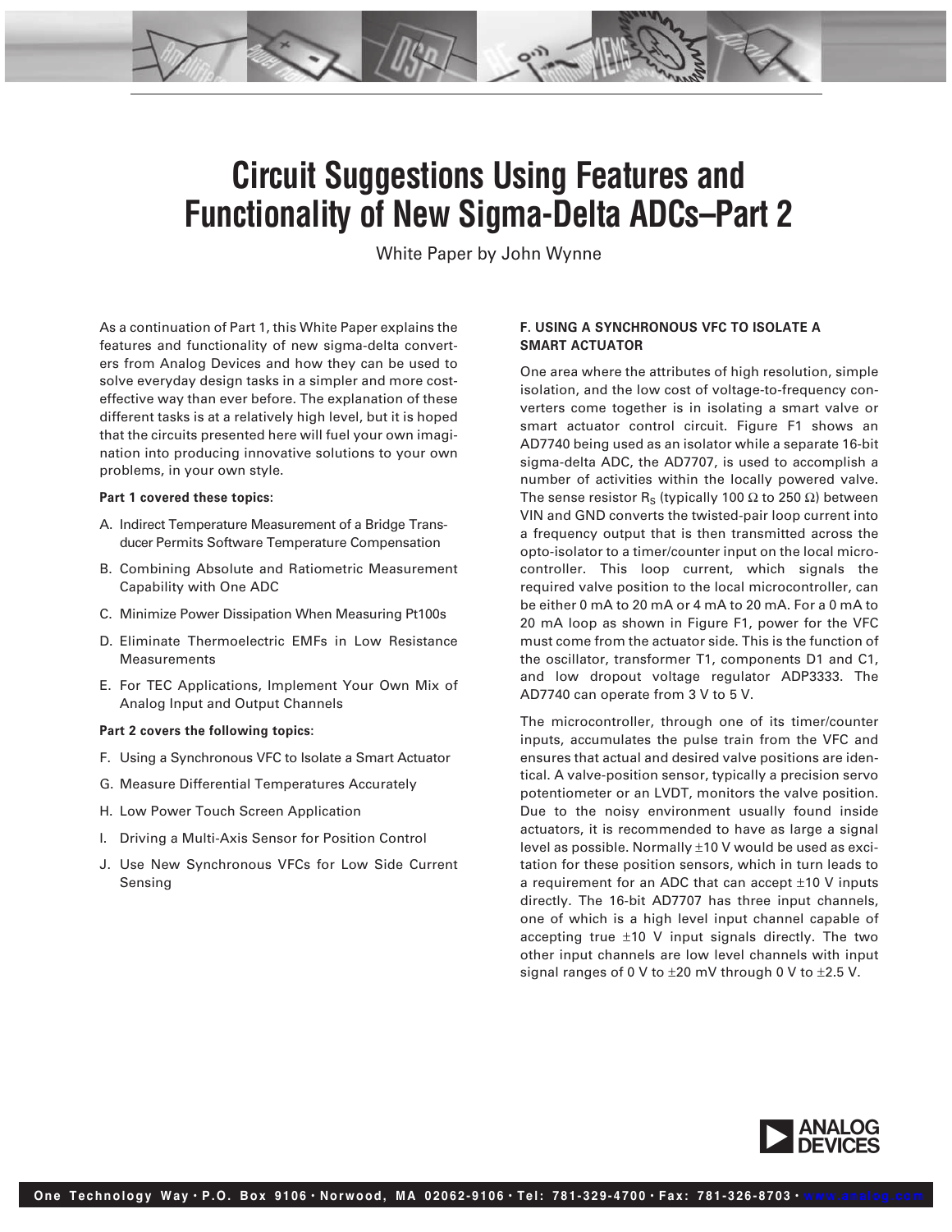# Circuit Suggestions Using Features and Functionality of New Sigma-Delta ADCs–Part 2

White Paper by John Wynne

As a continuation of Part 1, this White Paper explains the features and functionality of new sigma-delta converters from Analog Devices and how they can be used to solve everyday design tasks in a simpler and more cost-effective way than ever before. The explanation of these different tasks is at a relatively high level, but it is hoped that the circuits presented here will fuel your own imagination into producing innovative solutions to your own problems, in your own style.

**Part 1 covered these topics:**

A. Indirect Temperature Measurement of a Bridge Transducer Permits Software Temperature Compensation

B. Combining Absolute and Ratiometric Measurement Capability with One ADC

C. Minimize Power Dissipation When Measuring Pt100s

D. Eliminate Thermoelectric EMFs in Low Resistance Measurements

E. For TEC Applications, Implement Your Own Mix of Analog Input and Output Channels

**Part 2 covers the following topics:**

F. Using a Synchronous VFC to Isolate a Smart Actuator

G. Measure Differential Temperatures Accurately

H. Low Power Touch Screen Application

I. Driving a Multi-Axis Sensor for Position Control

J. Use New Synchronous VFCs for Low Side Current Sensing

**F. USING A SYNCHRONOUS VFC TO ISOLATE A SMART ACTUATOR**

One area where the attributes of high resolution, simple isolation, and the low cost of voltage-to-frequency converters come together is in isolating a smart valve or smart actuator control circuit. Figure F1 shows an AD7740 being used as an isolator while a separate 16-bit sigma-delta ADC, the AD7707, is used to accomplish a number of activities within the locally powered valve. The sense resistor $R_S$ (typically 100 Ω to 250 Ω) between VIN and GND converts the twisted-pair loop current into a frequency output that is then transmitted across the opto-isolator to a timer/counter input on the local microcontroller. This loop current, which signals the required valve position to the local microcontroller, can be either 0 mA to 20 mA or 4 mA to 20 mA. For a 0 mA to 20 mA loop as shown in Figure F1, power for the VFC must come from the actuator side. This is the function of the oscillator, transformer T1, components D1 and C1, and low dropout voltage regulator ADP3333. The AD7740 can operate from 3 V to 5 V.

The microcontroller, through one of its timer/counter inputs, accumulates the pulse train from the VFC and ensures that actual and desired valve positions are identical. A valve-position sensor, typically a precision servo potentiometer or an LVDT, monitors the valve position. Due to the noisy environment usually found inside actuators, it is recommended to have as large a signal level as possible. Normally ±10 V would be used as excitation for these position sensors, which in turn leads to a requirement for an ADC that can accept ±10 V inputs directly. The 16-bit AD7707 has three input channels, one of which is a high level input channel capable of accepting true ±10 V input signals directly. The two other input channels are low level channels with input signal ranges of 0 V to ±20 mV through 0 V to ±2.5 V.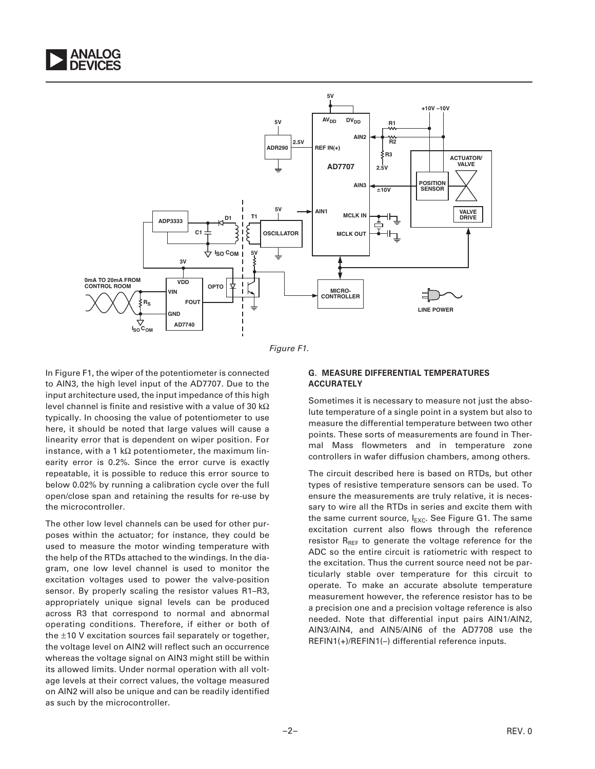Figure F1.

In Figure F1, the wiper of the potentiometer is connected to AIN3, the high level input of the AD7707. Due to the input architecture used, the input impedance of this high level channel is finite and resistive with a value of 30 kΩ typically. In choosing the value of potentiometer to use here, it should be noted that large values will cause a linearity error that is dependent on wiper position. For instance, with a 1 kΩ potentiometer, the maximum linearity error is 0.2%. Since the error curve is exactly repeatable, it is possible to reduce this error source to below 0.02% by running a calibration cycle over the full open/close span and retaining the results for re-use by the microcontroller.

The other low level channels can be used for other purposes within the actuator; for instance, they could be used to measure the motor winding temperature with the help of the RTDs attached to the windings. In the diagram, one low level channel is used to monitor the excitation voltages used to power the valve-position sensor. By properly scaling the resistor values R1–R3, appropriately unique signal levels can be produced across R3 that correspond to normal and abnormal operating conditions. Therefore, if either or both of the ±10 V excitation sources fail separately or together, the voltage level on AIN2 will reflect such an occurrence whereas the voltage signal on AIN3 might still be within its allowed limits. Under normal operation with all voltage levels at their correct values, the voltage measured on AIN2 will also be unique and can be readily identified as such by the microcontroller.

### G. MEASURE DIFFERENTIAL TEMPERATURES ACCURATELY

Sometimes it is necessary to measure not just the absolute temperature of a single point in a system but also to measure the differential temperature between two other points. These sorts of measurements are found in Thermal Mass flowmeters and in temperature zone controllers in wafer diffusion chambers, among others.

The circuit described here is based on RTDs, but other types of resistive temperature sensors can be used. To ensure the measurements are truly relative, it is necessary to wire all the RTDs in series and excite them with the same current source, $I_{EXC}$. See Figure G1. The same excitation current also flows through the reference resistor $R_{REF}$ to generate the voltage reference for the ADC so the entire circuit is ratiometric with respect to the excitation. Thus the current source need not be particularly stable over temperature for this circuit to operate. To make an accurate absolute temperature measurement however, the reference resistor has to be a precision one and a precision voltage reference is also needed. Note that differential input pairs AIN1/AIN2, AIN3/AIN4, and AIN5/AIN6 of the AD7708 use the REFIN1(+)/REFIN1(–) differential reference inputs.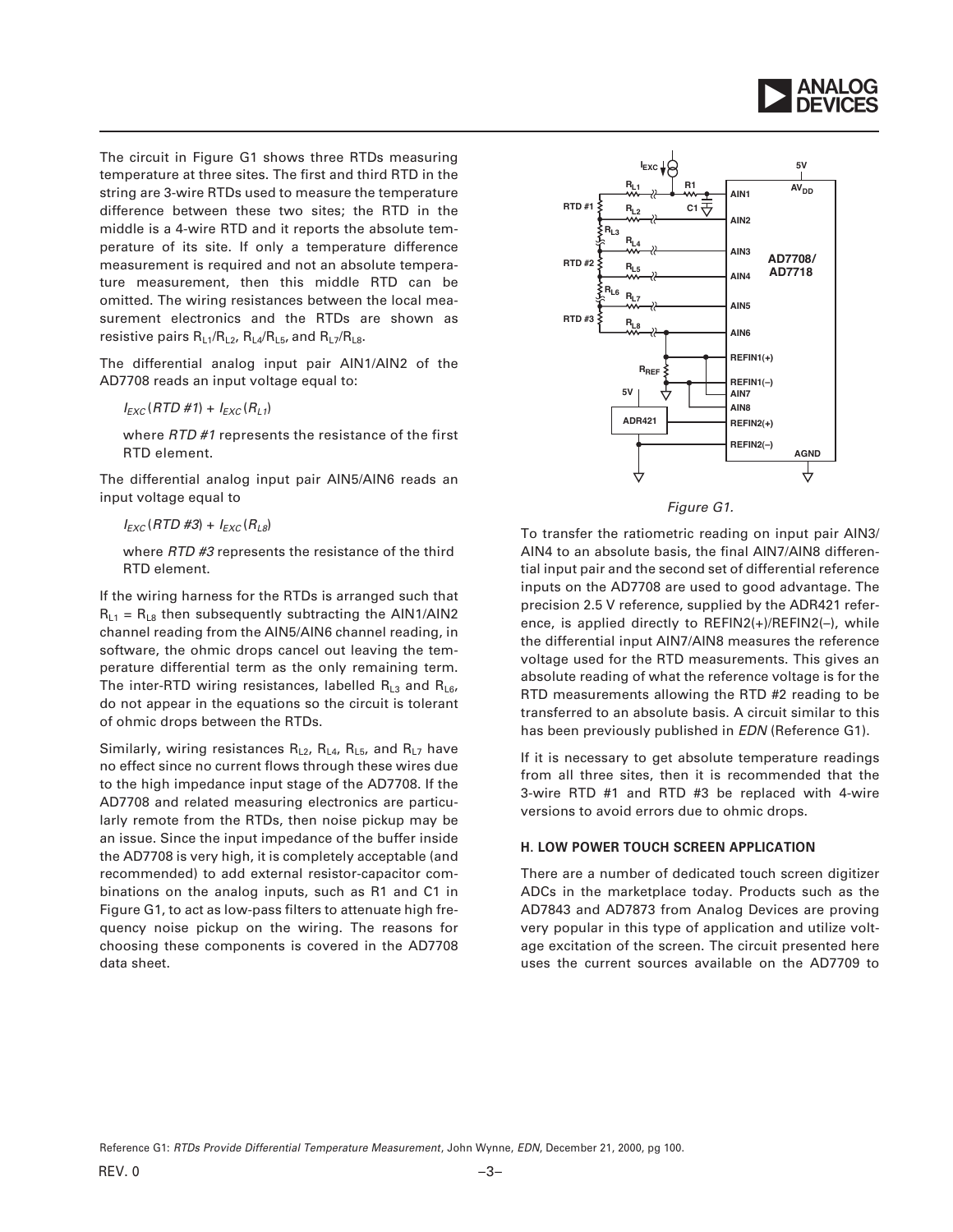The circuit in Figure G1 shows three RTDs measuring temperature at three sites. The first and third RTD in the string are 3-wire RTDs used to measure the temperature difference between these two sites; the RTD in the middle is a 4-wire RTD and it reports the absolute temperature of its site. If only a temperature difference measurement is required and not an absolute temperature measurement, then this middle RTD can be omitted. The wiring resistances between the local measurement electronics and the RTDs are shown as resistive pairs $R_{L1}/R_{L2}$, $R_{L4}/R_{L5}$, and $R_{L7}/R_{L8}$.

The differential analog input pair AIN1/AIN2 of the AD7708 reads an input voltage equal to:

$I_{EXC}(RTD\ \#1) + I_{EXC}(R_{L1})$

where *RTD #1* represents the resistance of the first RTD element.

The differential analog input pair AIN5/AIN6 reads an input voltage equal to

$I_{EXC}(RTD\ \#3) + I_{EXC}(R_{L8})$

where *RTD #3* represents the resistance of the third RTD element.

If the wiring harness for the RTDs is arranged such that $R_{L1} = R_{L8}$ then subsequently subtracting the AIN1/AIN2 channel reading from the AIN5/AIN6 channel reading, in software, the ohmic drops cancel out leaving the temperature differential term as the only remaining term. The inter-RTD wiring resistances, labelled $R_{L3}$ and $R_{L6}$, do not appear in the equations so the circuit is tolerant of ohmic drops between the RTDs.

Similarly, wiring resistances $R_{L2}$, $R_{L4}$, $R_{L5}$, and $R_{L7}$ have no effect since no current flows through these wires due to the high impedance input stage of the AD7708. If the AD7708 and related measuring electronics are particularly remote from the RTDs, then noise pickup may be an issue. Since the input impedance of the buffer inside the AD7708 is very high, it is completely acceptable (and recommended) to add external resistor-capacitor combinations on the analog inputs, such as R1 and C1 in Figure G1, to act as low-pass filters to attenuate high frequency noise pickup on the wiring. The reasons for choosing these components is covered in the AD7708 data sheet.

*Figure G1.*

To transfer the ratiometric reading on input pair AIN3/AIN4 to an absolute basis, the final AIN7/AIN8 differential input pair and the second set of differential reference inputs on the AD7708 are used to good advantage. The precision 2.5 V reference, supplied by the ADR421 reference, is applied directly to REFIN2(+)/REFIN2(–), while the differential input AIN7/AIN8 measures the reference voltage used for the RTD measurements. This gives an absolute reading of what the reference voltage is for the RTD measurements allowing the RTD #2 reading to be transferred to an absolute basis. A circuit similar to this has been previously published in *EDN* (Reference G1).

If it is necessary to get absolute temperature readings from all three sites, then it is recommended that the 3-wire RTD #1 and RTD #3 be replaced with 4-wire versions to avoid errors due to ohmic drops.

## H. LOW POWER TOUCH SCREEN APPLICATION

There are a number of dedicated touch screen digitizer ADCs in the marketplace today. Products such as the AD7843 and AD7873 from Analog Devices are proving very popular in this type of application and utilize voltage excitation of the screen. The circuit presented here uses the current sources available on the AD7709 to

Reference G1: *RTDs Provide Differential Temperature Measurement*, John Wynne, *EDN*, December 21, 2000, pg 100.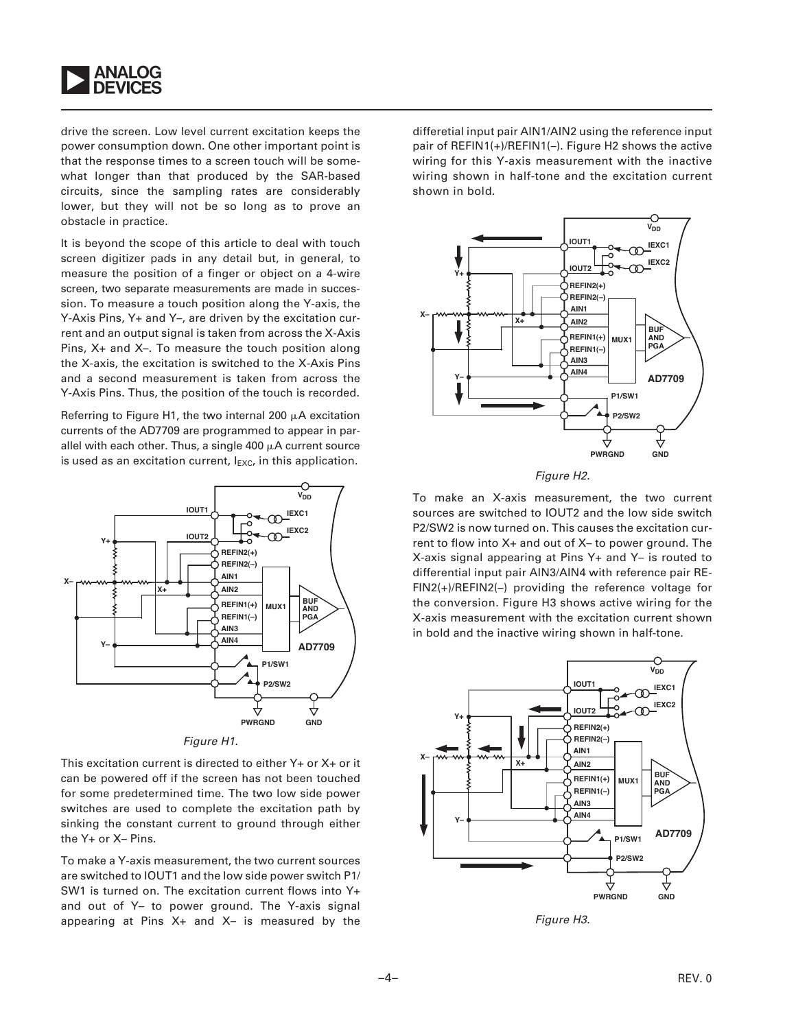drive the screen. Low level current excitation keeps the power consumption down. One other important point is that the response times to a screen touch will be somewhat longer than that produced by the SAR-based circuits, since the sampling rates are considerably lower, but they will not be so long as to prove an obstacle in practice.

It is beyond the scope of this article to deal with touch screen digitizer pads in any detail but, in general, to measure the position of a finger or object on a 4-wire screen, two separate measurements are made in succession. To measure a touch position along the Y-axis, the Y-Axis Pins, Y+ and Y–, are driven by the excitation current and an output signal is taken from across the X-Axis Pins, X+ and X–. To measure the touch position along the X-axis, the excitation is switched to the X-Axis Pins and a second measurement is taken from across the Y-Axis Pins. Thus, the position of the touch is recorded.

Referring to Figure H1, the two internal 200 μA excitation currents of the AD7709 are programmed to appear in parallel with each other. Thus, a single 400 μA current source is used as an excitation current, $I_{EXC}$, in this application.

*Figure H1.*

This excitation current is directed to either Y+ or X+ or it can be powered off if the screen has not been touched for some predetermined time. The two low side power switches are used to complete the excitation path by sinking the constant current to ground through either the Y+ or X– Pins.

To make a Y-axis measurement, the two current sources are switched to IOUT1 and the low side power switch P1/SW1 is turned on. The excitation current flows into Y+ and out of Y– to power ground. The Y-axis signal appearing at Pins X+ and X– is measured by the differetial input pair AIN1/AIN2 using the reference input pair of REFIN1(+)/REFIN1(–). Figure H2 shows the active wiring for this Y-axis measurement with the inactive wiring shown in half-tone and the excitation current shown in bold.

*Figure H2.*

To make an X-axis measurement, the two current sources are switched to IOUT2 and the low side switch P2/SW2 is now turned on. This causes the excitation current to flow into X+ and out of X– to power ground. The X-axis signal appearing at Pins Y+ and Y– is routed to differential input pair AIN3/AIN4 with reference pair REFIN2(+)/REFIN2(–) providing the reference voltage for the conversion. Figure H3 shows active wiring for the X-axis measurement with the excitation current shown in bold and the inactive wiring shown in half-tone.

*Figure H3.*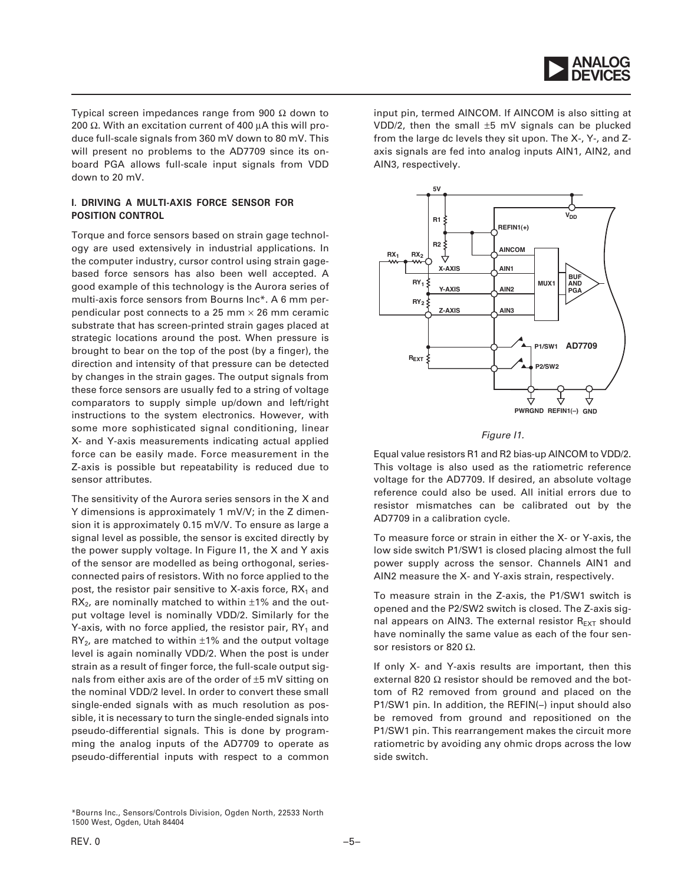Typical screen impedances range from 900 Ω down to 200 Ω. With an excitation current of 400 µA this will produce full-scale signals from 360 mV down to 80 mV. This will present no problems to the AD7709 since its on-board PGA allows full-scale input signals from VDD down to 20 mV.

## I. DRIVING A MULTI-AXIS FORCE SENSOR FOR POSITION CONTROL

Torque and force sensors based on strain gage technology are used extensively in industrial applications. In the computer industry, cursor control using strain gage-based force sensors has also been well accepted. A good example of this technology is the Aurora series of multi-axis force sensors from Bourns Inc*. A 6 mm perpendicular post connects to a 25 mm × 26 mm ceramic substrate that has screen-printed strain gages placed at strategic locations around the post. When pressure is brought to bear on the top of the post (by a finger), the direction and intensity of that pressure can be detected by changes in the strain gages. The output signals from these force sensors are usually fed to a string of voltage comparators to supply simple up/down and left/right instructions to the system electronics. However, with some more sophisticated signal conditioning, linear X- and Y-axis measurements indicating actual applied force can be easily made. Force measurement in the Z-axis is possible but repeatability is reduced due to sensor attributes.

The sensitivity of the Aurora series sensors in the X and Y dimensions is approximately 1 mV/V; in the Z dimension it is approximately 0.15 mV/V. To ensure as large a signal level as possible, the sensor is excited directly by the power supply voltage. In Figure I1, the X and Y axis of the sensor are modelled as being orthogonal, series-connected pairs of resistors. With no force applied to the post, the resistor pair sensitive to X-axis force, $RX_1$ and $RX_2$, are nominally matched to within ±1% and the output voltage level is nominally VDD/2. Similarly for the Y-axis, with no force applied, the resistor pair, $RY_1$ and $RY_2$, are matched to within ±1% and the output voltage level is again nominally VDD/2. When the post is under strain as a result of finger force, the full-scale output signals from either axis are of the order of ±5 mV sitting on the nominal VDD/2 level. In order to convert these small single-ended signals with as much resolution as possible, it is necessary to turn the single-ended signals into pseudo-differential signals. This is done by programming the analog inputs of the AD7709 to operate as pseudo-differential inputs with respect to a common input pin, termed AINCOM. If AINCOM is also sitting at VDD/2, then the small ±5 mV signals can be plucked from the large dc levels they sit upon. The X-, Y-, and Z-axis signals are fed into analog inputs AIN1, AIN2, and AIN3, respectively.

*Figure I1.*

Equal value resistors R1 and R2 bias-up AINCOM to VDD/2. This voltage is also used as the ratiometric reference voltage for the AD7709. If desired, an absolute voltage reference could also be used. All initial errors due to resistor mismatches can be calibrated out by the AD7709 in a calibration cycle.

To measure force or strain in either the X- or Y-axis, the low side switch P1/SW1 is closed placing almost the full power supply across the sensor. Channels AIN1 and AIN2 measure the X- and Y-axis strain, respectively.

To measure strain in the Z-axis, the P1/SW1 switch is opened and the P2/SW2 switch is closed. The Z-axis signal appears on AIN3. The external resistor $R_{EXT}$ should have nominally the same value as each of the four sensor resistors or 820 Ω.

If only X- and Y-axis results are important, then this external 820 Ω resistor should be removed and the bottom of R2 removed from ground and placed on the P1/SW1 pin. In addition, the REFIN(–) input should also be removed from ground and repositioned on the P1/SW1 pin. This rearrangement makes the circuit more ratiometric by avoiding any ohmic drops across the low side switch.

*Bourns Inc., Sensors/Controls Division, Ogden North, 22533 North 1500 West, Ogden, Utah 84404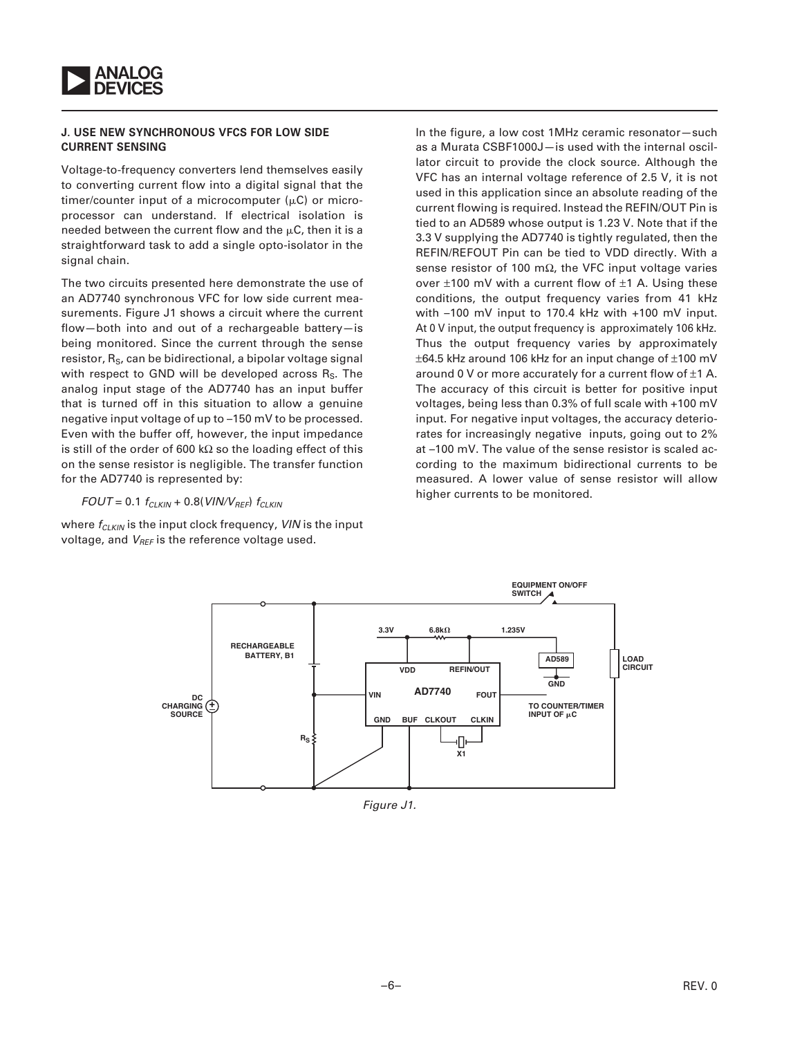## J. USE NEW SYNCHRONOUS VFCS FOR LOW SIDE CURRENT SENSING

Voltage-to-frequency converters lend themselves easily to converting current flow into a digital signal that the timer/counter input of a microcomputer (μC) or microprocessor can understand. If electrical isolation is needed between the current flow and the μC, then it is a straightforward task to add a single opto-isolator in the signal chain.

The two circuits presented here demonstrate the use of an AD7740 synchronous VFC for low side current measurements. Figure J1 shows a circuit where the current flow—both into and out of a rechargeable battery—is being monitored. Since the current through the sense resistor, $R_S$, can be bidirectional, a bipolar voltage signal with respect to GND will be developed across $R_S$. The analog input stage of the AD7740 has an input buffer that is turned off in this situation to allow a genuine negative input voltage of up to –150 mV to be processed. Even with the buffer off, however, the input impedance is still of the order of 600 kΩ so the loading effect of this on the sense resistor is negligible. The transfer function for the AD7740 is represented by:

$$FOUT = 0.1\ f_{CLKIN} + 0.8(VIN/V_{REF})\ f_{CLKIN}$$

where $f_{CLKIN}$ is the input clock frequency, $VIN$ is the input voltage, and $V_{REF}$ is the reference voltage used.

In the figure, a low cost 1MHz ceramic resonator—such as a Murata CSBF1000J—is used with the internal oscillator circuit to provide the clock source. Although the VFC has an internal voltage reference of 2.5 V, it is not used in this application since an absolute reading of the current flowing is required. Instead the REFIN/OUT Pin is tied to an AD589 whose output is 1.23 V. Note that if the 3.3 V supplying the AD7740 is tightly regulated, then the REFIN/REFOUT Pin can be tied to VDD directly. With a sense resistor of 100 mΩ, the VFC input voltage varies over ±100 mV with a current flow of ±1 A. Using these conditions, the output frequency varies from 41 kHz with –100 mV input to 170.4 kHz with +100 mV input. At 0 V input, the output frequency is approximately 106 kHz. Thus the output frequency varies by approximately ±64.5 kHz around 106 kHz for an input change of ±100 mV around 0 V or more accurately for a current flow of ±1 A. The accuracy of this circuit is better for positive input voltages, being less than 0.3% of full scale with +100 mV input. For negative input voltages, the accuracy deteriorates for increasingly negative inputs, going out to 2% at –100 mV. The value of the sense resistor is scaled according to the maximum bidirectional currents to be measured. A lower value of sense resistor will allow higher currents to be monitored.

*Figure J1.*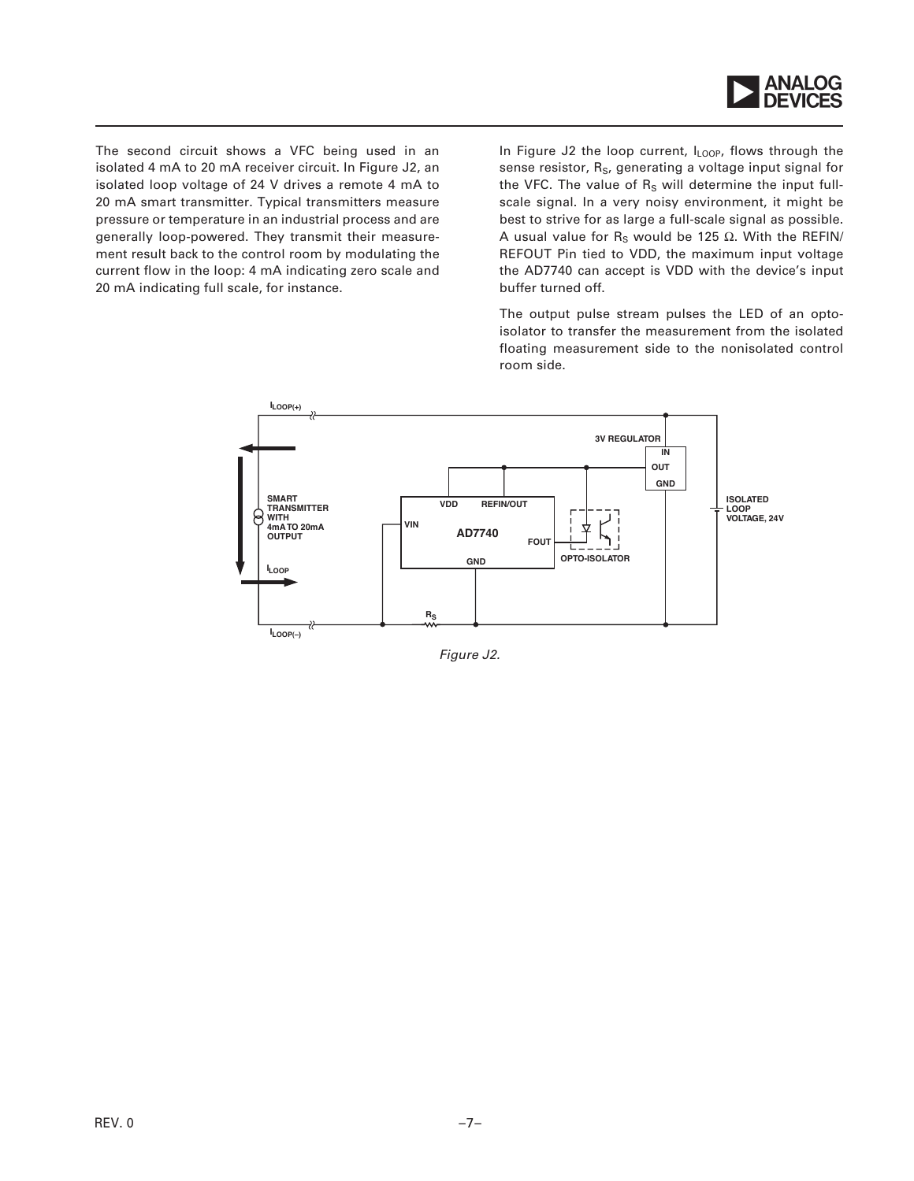The second circuit shows a VFC being used in an isolated 4 mA to 20 mA receiver circuit. In Figure J2, an isolated loop voltage of 24 V drives a remote 4 mA to 20 mA smart transmitter. Typical transmitters measure pressure or temperature in an industrial process and are generally loop-powered. They transmit their measurement result back to the control room by modulating the current flow in the loop: 4 mA indicating zero scale and 20 mA indicating full scale, for instance.

In Figure J2 the loop current, $I_{LOOP}$, flows through the sense resistor, $R_S$, generating a voltage input signal for the VFC. The value of $R_S$ will determine the input full-scale signal. In a very noisy environment, it might be best to strive for as large a full-scale signal as possible. A usual value for $R_S$ would be 125 Ω. With the REFIN/REFOUT Pin tied to VDD, the maximum input voltage the AD7740 can accept is VDD with the device's input buffer turned off.

The output pulse stream pulses the LED of an opto-isolator to transfer the measurement from the isolated floating measurement side to the nonisolated control room side.

*Figure J2.*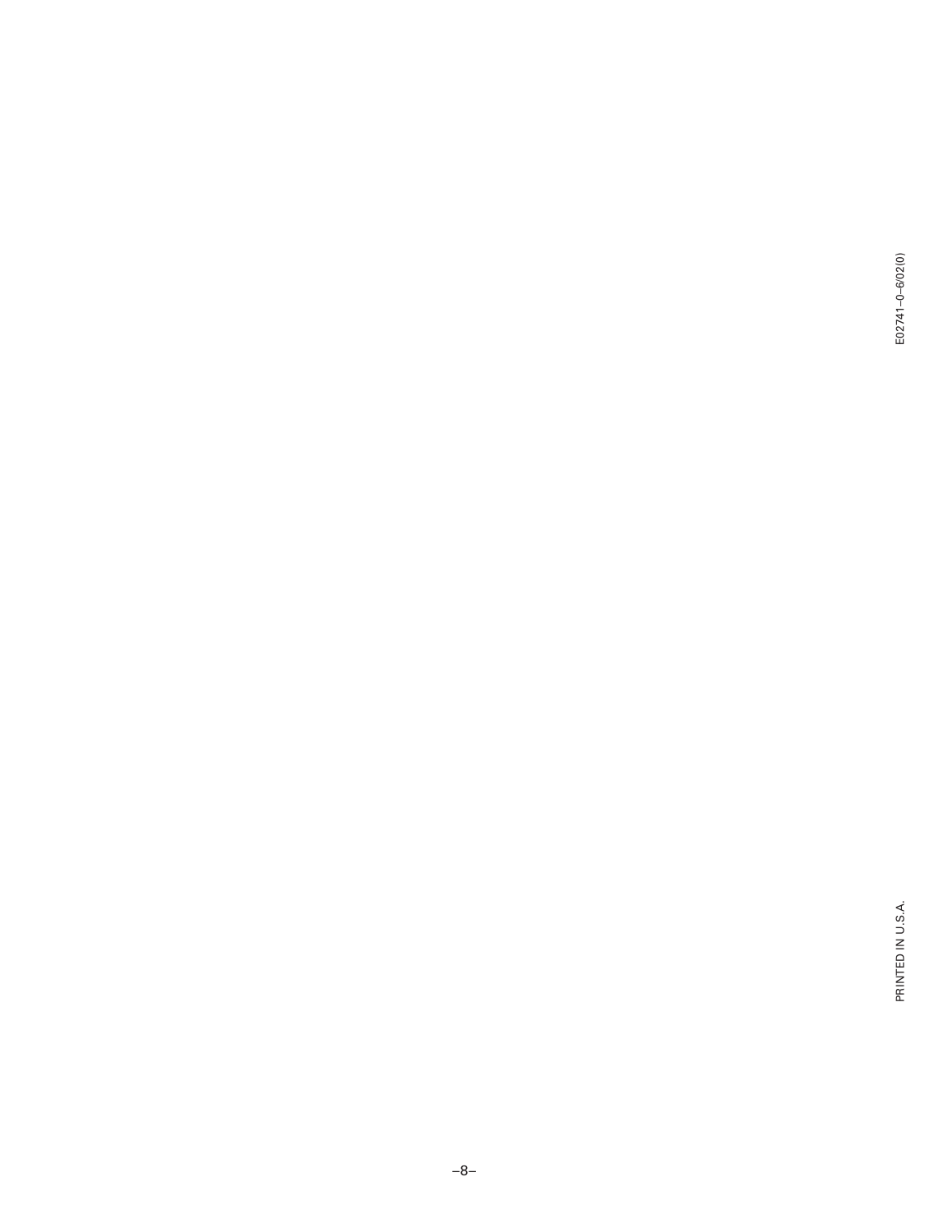E02741–0–6/02(0)

PRINTED IN U.S.A.